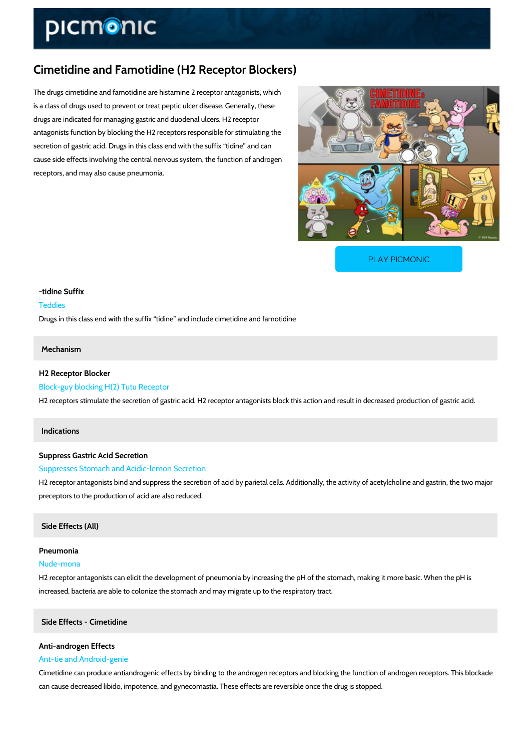# Cimetidine and Famotidine (H2 Receptor Blockers)

The drugs cimetidine and famotidine are histamine 2 receptor antagonists, which is a class of drugs used to prevent or treat peptic ulcer disease. Generally, these drugs are indicated for managing gastric and duodenal ulcers. H2 receptor antagonists function by blocking the H2 receptors responsible for stimulating the secretion of gastric acid. Drugs in this class end with the suffix "tidine" and can cause side effects involving the central nervous system, the function of androgen receptors, and may also cause pneumonia.

PLAY PICMONIC

### -tidine Suffix

Teddies

Drugs in this class end with the suffix "tidine" and include cimetidine and famotidine

## Mechanism

### H2 Receptor Blocker

Block-guy blocking H(2) Tutu Receptor

H2 receptors stimulate the secretion of gastric acid. H2 receptor antagonists block this action and result in decreased production of gastric acid.

## Indications

### Suppress Gastric Acid Secretion

Suppresses Stomach and Acidic-lemon Secretion

H2 receptor antagonists bind and suppress the secretion of acid by parietal cells. Additionally, the activity of acetylcholine and gastrin, the two major preceptors to the production of acid are also reduced.

## Side Effects (All)

### Pneumonia

Nude-mona

H2 receptor antagonists can elicit the development of pneumonia by increasing the pH of the stomach, making it more basic. When the pH is increased, bacteria are able to colonize the stomach and may migrate up to the respiratory tract.

## Side Effects - Cimetidine

### Anti-androgen Effects

Ant-tie and Android-genie

Cimetidine can produce antiandrogenic effects by binding to the androgen receptors and blocking the function of androgen receptors. This blockade can cause decreased libido, impotence, and gynecomastia. These effects are reversible once the drug is stopped.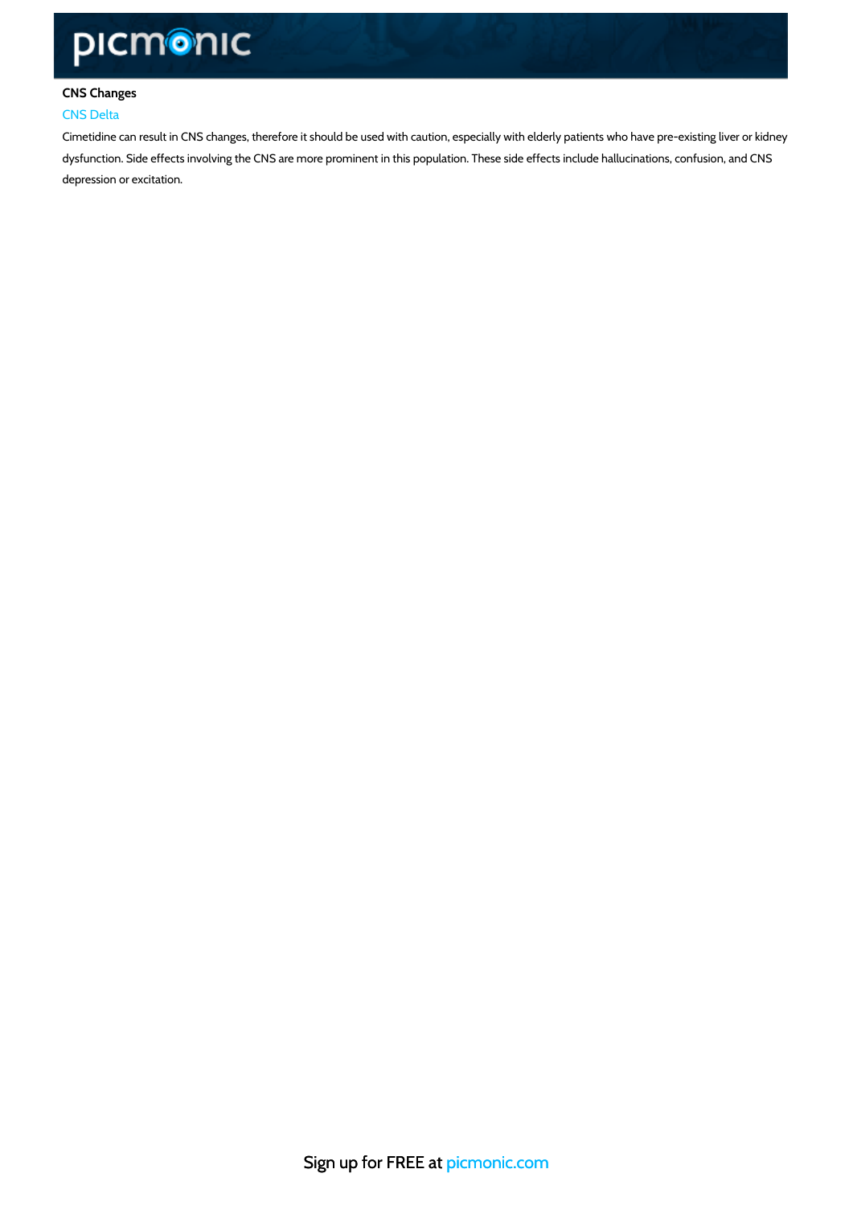**CNS Changes**

CNS Delta

Cimetidine can result in CNS changes, therefore it should be used with caution, especially with elderly patients who have pre-existing liver or kidney dysfunction. Side effects involving the CNS are more prominent in this population. These side effects include hallucinations, confusion, and CNS depression or excitation.